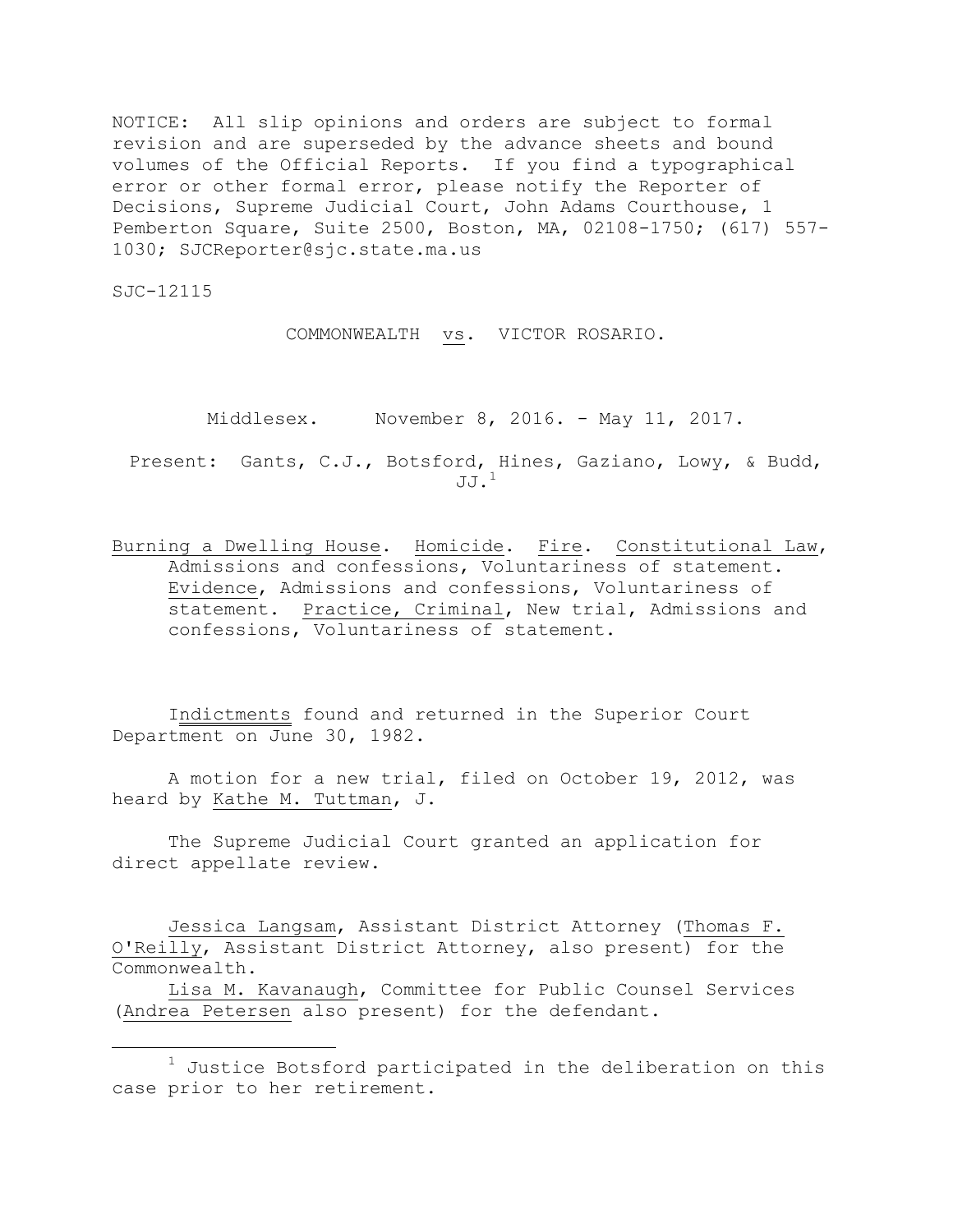NOTICE: All slip opinions and orders are subject to formal revision and are superseded by the advance sheets and bound volumes of the Official Reports. If you find a typographical error or other formal error, please notify the Reporter of Decisions, Supreme Judicial Court, John Adams Courthouse, 1 Pemberton Square, Suite 2500, Boston, MA, 02108-1750; (617) 557-1030; SJCReporter@sjc.state.ma.us

SJC-12115

COMMONWEALTH vs. VICTOR ROSARIO.

Middlesex. November 8, 2016. - May 11, 2017.

Present: Gants, C.J., Botsford, Hines, Gaziano, Lowy, & Budd, JJ.[1]

Burning a Dwelling House. Homicide. Fire. Constitutional Law, Admissions and confessions, Voluntariness of statement. Evidence, Admissions and confessions, Voluntariness of statement. Practice, Criminal, New trial, Admissions and confessions, Voluntariness of statement.

Indictments found and returned in the Superior Court Department on June 30, 1982.

A motion for a new trial, filed on October 19, 2012, was heard by Kathe M. Tuttman, J.

The Supreme Judicial Court granted an application for direct appellate review.

Jessica Langsam, Assistant District Attorney (Thomas F. O'Reilly, Assistant District Attorney, also present) for the Commonwealth.

Lisa M. Kavanaugh, Committee for Public Counsel Services (Andrea Petersen also present) for the defendant.

[1] Justice Botsford participated in the deliberation on this case prior to her retirement.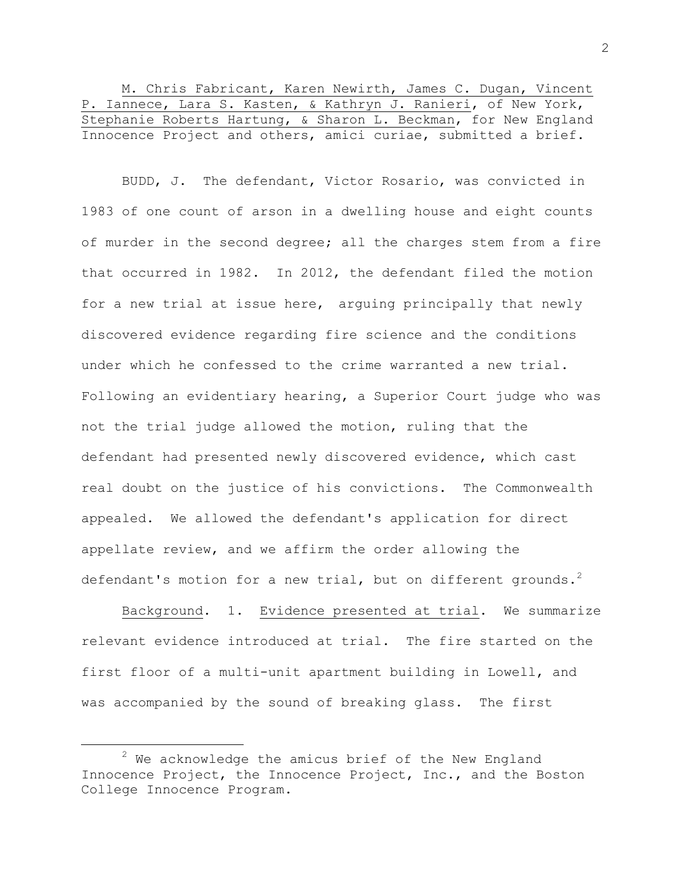<u>M. Chris Fabricant, Karen Newirth, James C. Dugan, Vincent P. Iannece, Lara S. Kasten, & Kathryn J. Ranieri</u>, of New York, <u>Stephanie Roberts Hartung, & Sharon L. Beckman</u>, for New England Innocence Project and others, amici curiae, submitted a brief.

BUDD, J. The defendant, Victor Rosario, was convicted in 1983 of one count of arson in a dwelling house and eight counts of murder in the second degree; all the charges stem from a fire that occurred in 1982. In 2012, the defendant filed the motion for a new trial at issue here, arguing principally that newly discovered evidence regarding fire science and the conditions under which he confessed to the crime warranted a new trial. Following an evidentiary hearing, a Superior Court judge who was not the trial judge allowed the motion, ruling that the defendant had presented newly discovered evidence, which cast real doubt on the justice of his convictions. The Commonwealth appealed. We allowed the defendant's application for direct appellate review, and we affirm the order allowing the defendant's motion for a new trial, but on different grounds.[2]

<u>Background</u>. 1. <u>Evidence presented at trial</u>. We summarize relevant evidence introduced at trial. The fire started on the first floor of a multi-unit apartment building in Lowell, and was accompanied by the sound of breaking glass. The first

---

[2] We acknowledge the amicus brief of the New England Innocence Project, the Innocence Project, Inc., and the Boston College Innocence Program.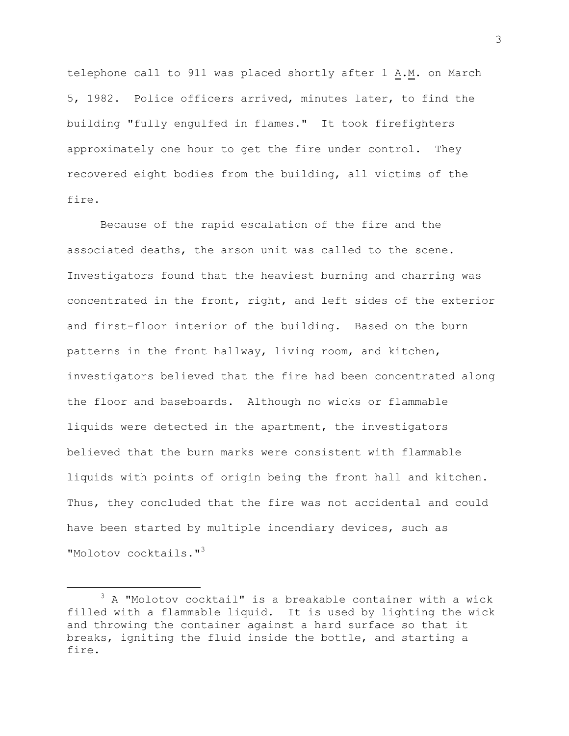telephone call to 911 was placed shortly after 1 A.M. on March 5, 1982. Police officers arrived, minutes later, to find the building "fully engulfed in flames." It took firefighters approximately one hour to get the fire under control. They recovered eight bodies from the building, all victims of the fire.

Because of the rapid escalation of the fire and the associated deaths, the arson unit was called to the scene. Investigators found that the heaviest burning and charring was concentrated in the front, right, and left sides of the exterior and first-floor interior of the building. Based on the burn patterns in the front hallway, living room, and kitchen, investigators believed that the fire had been concentrated along the floor and baseboards. Although no wicks or flammable liquids were detected in the apartment, the investigators believed that the burn marks were consistent with flammable liquids with points of origin being the front hall and kitchen. Thus, they concluded that the fire was not accidental and could have been started by multiple incendiary devices, such as "Molotov cocktails."[3]

---

[3] A "Molotov cocktail" is a breakable container with a wick filled with a flammable liquid. It is used by lighting the wick and throwing the container against a hard surface so that it breaks, igniting the fluid inside the bottle, and starting a fire.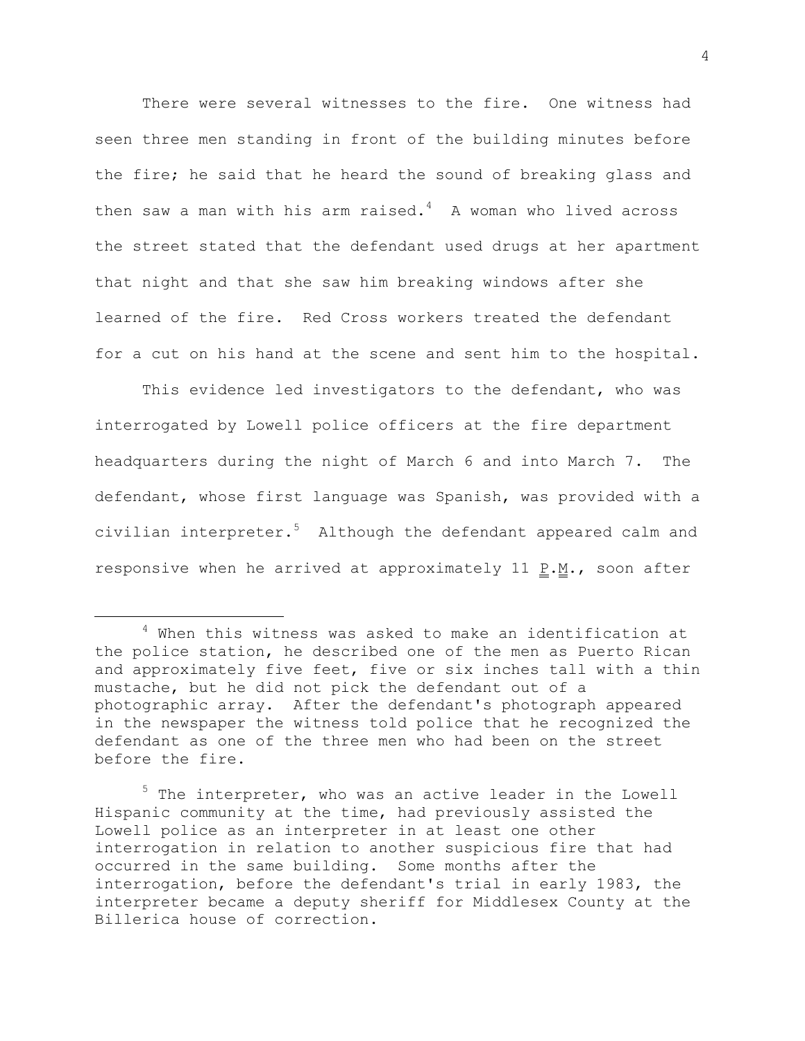There were several witnesses to the fire. One witness had seen three men standing in front of the building minutes before the fire; he said that he heard the sound of breaking glass and then saw a man with his arm raised.[4] A woman who lived across the street stated that the defendant used drugs at her apartment that night and that she saw him breaking windows after she learned of the fire. Red Cross workers treated the defendant for a cut on his hand at the scene and sent him to the hospital.

This evidence led investigators to the defendant, who was interrogated by Lowell police officers at the fire department headquarters during the night of March 6 and into March 7. The defendant, whose first language was Spanish, was provided with a civilian interpreter.[5] Although the defendant appeared calm and responsive when he arrived at approximately 11 P.M., soon after

---

[4] When this witness was asked to make an identification at the police station, he described one of the men as Puerto Rican and approximately five feet, five or six inches tall with a thin mustache, but he did not pick the defendant out of a photographic array. After the defendant's photograph appeared in the newspaper the witness told police that he recognized the defendant as one of the three men who had been on the street before the fire.

[5] The interpreter, who was an active leader in the Lowell Hispanic community at the time, had previously assisted the Lowell police as an interpreter in at least one other interrogation in relation to another suspicious fire that had occurred in the same building. Some months after the interrogation, before the defendant's trial in early 1983, the interpreter became a deputy sheriff for Middlesex County at the Billerica house of correction.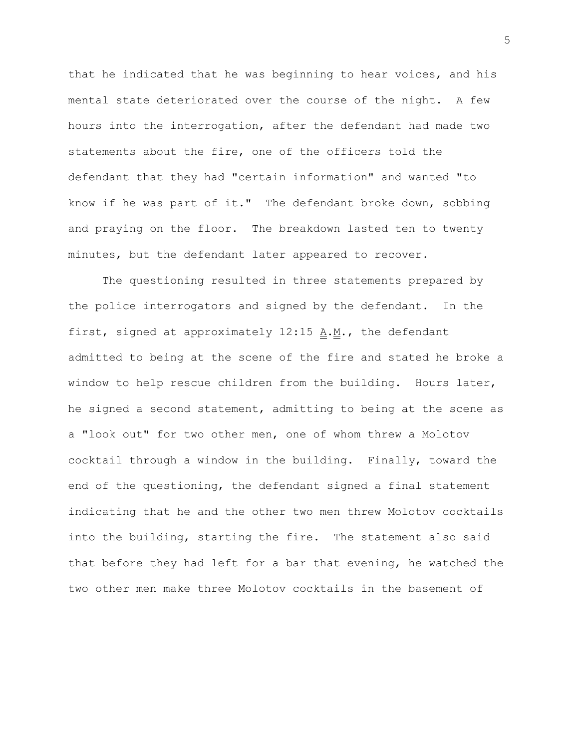that he indicated that he was beginning to hear voices, and his mental state deteriorated over the course of the night. A few hours into the interrogation, after the defendant had made two statements about the fire, one of the officers told the defendant that they had "certain information" and wanted "to know if he was part of it." The defendant broke down, sobbing and praying on the floor. The breakdown lasted ten to twenty minutes, but the defendant later appeared to recover.

The questioning resulted in three statements prepared by the police interrogators and signed by the defendant. In the first, signed at approximately 12:15 A.M., the defendant admitted to being at the scene of the fire and stated he broke a window to help rescue children from the building. Hours later, he signed a second statement, admitting to being at the scene as a "look out" for two other men, one of whom threw a Molotov cocktail through a window in the building. Finally, toward the end of the questioning, the defendant signed a final statement indicating that he and the other two men threw Molotov cocktails into the building, starting the fire. The statement also said that before they had left for a bar that evening, he watched the two other men make three Molotov cocktails in the basement of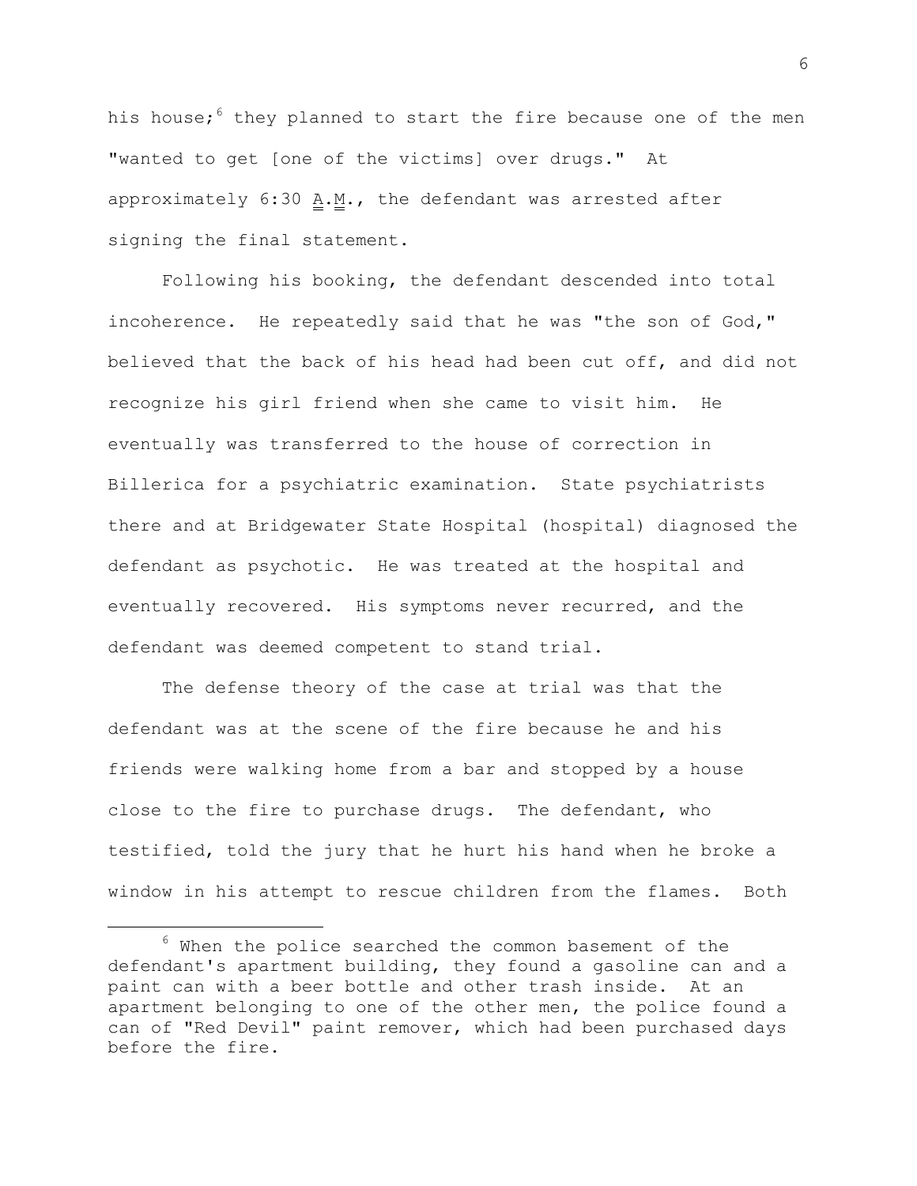his house;[6] they planned to start the fire because one of the men "wanted to get [one of the victims] over drugs." At approximately 6:30 A.M., the defendant was arrested after signing the final statement.

Following his booking, the defendant descended into total incoherence. He repeatedly said that he was "the son of God," believed that the back of his head had been cut off, and did not recognize his girl friend when she came to visit him. He eventually was transferred to the house of correction in Billerica for a psychiatric examination. State psychiatrists there and at Bridgewater State Hospital (hospital) diagnosed the defendant as psychotic. He was treated at the hospital and eventually recovered. His symptoms never recurred, and the defendant was deemed competent to stand trial.

The defense theory of the case at trial was that the defendant was at the scene of the fire because he and his friends were walking home from a bar and stopped by a house close to the fire to purchase drugs. The defendant, who testified, told the jury that he hurt his hand when he broke a window in his attempt to rescue children from the flames. Both

[6] When the police searched the common basement of the defendant's apartment building, they found a gasoline can and a paint can with a beer bottle and other trash inside. At an apartment belonging to one of the other men, the police found a can of "Red Devil" paint remover, which had been purchased days before the fire.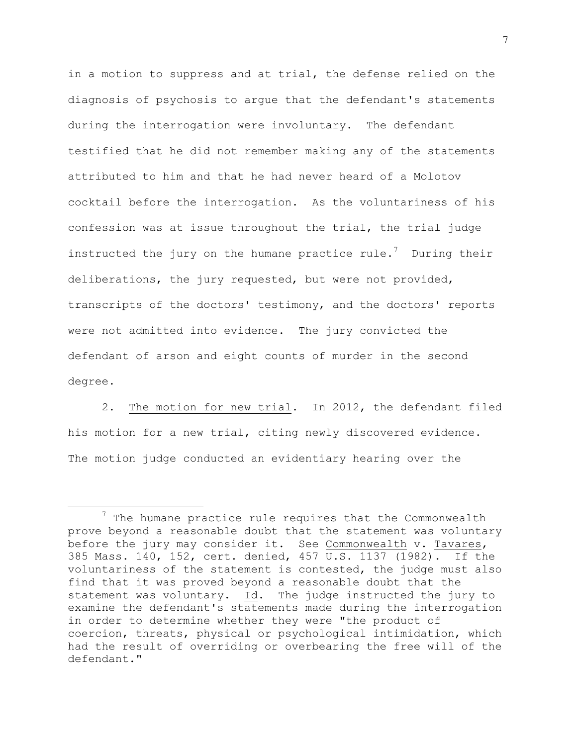in a motion to suppress and at trial, the defense relied on the diagnosis of psychosis to argue that the defendant's statements during the interrogation were involuntary. The defendant testified that he did not remember making any of the statements attributed to him and that he had never heard of a Molotov cocktail before the interrogation. As the voluntariness of his confession was at issue throughout the trial, the trial judge instructed the jury on the humane practice rule.[7] During their deliberations, the jury requested, but were not provided, transcripts of the doctors' testimony, and the doctors' reports were not admitted into evidence. The jury convicted the defendant of arson and eight counts of murder in the second degree.

2. The motion for new trial. In 2012, the defendant filed his motion for a new trial, citing newly discovered evidence. The motion judge conducted an evidentiary hearing over the

---

[7] The humane practice rule requires that the Commonwealth prove beyond a reasonable doubt that the statement was voluntary before the jury may consider it. See Commonwealth v. Tavares, 385 Mass. 140, 152, cert. denied, 457 U.S. 1137 (1982). If the voluntariness of the statement is contested, the judge must also find that it was proved beyond a reasonable doubt that the statement was voluntary. Id. The judge instructed the jury to examine the defendant's statements made during the interrogation in order to determine whether they were "the product of coercion, threats, physical or psychological intimidation, which had the result of overriding or overbearing the free will of the defendant."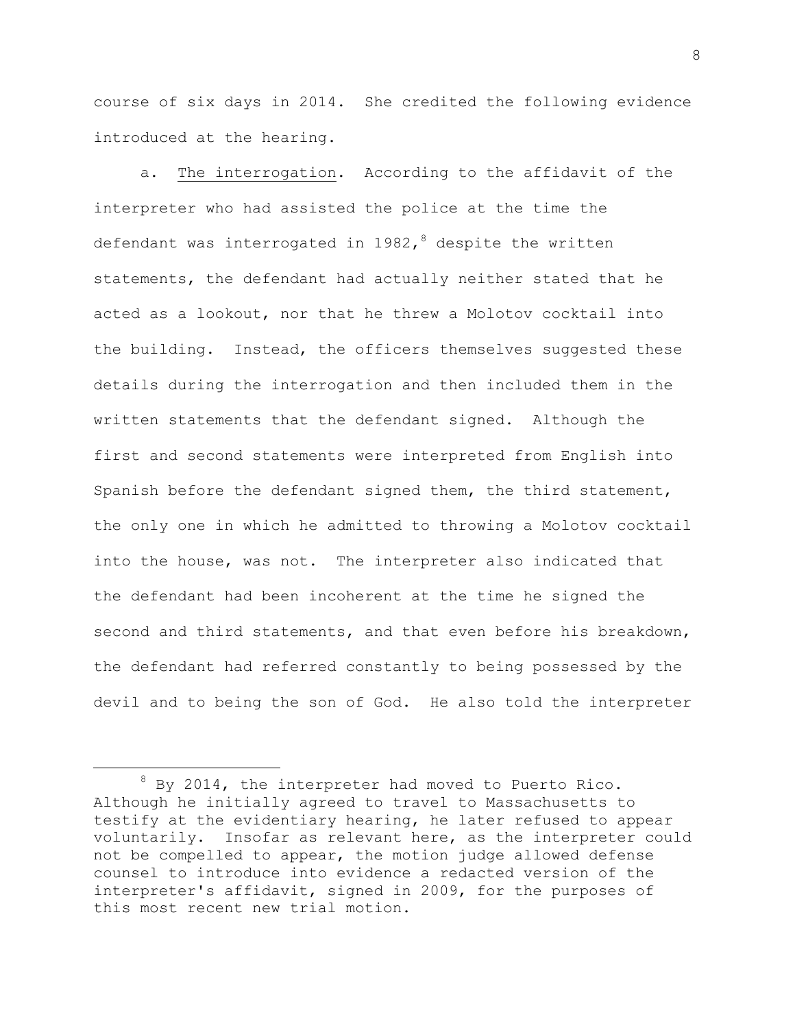course of six days in 2014. She credited the following evidence introduced at the hearing.

a. The interrogation. According to the affidavit of the interpreter who had assisted the police at the time the defendant was interrogated in 1982,[8] despite the written statements, the defendant had actually neither stated that he acted as a lookout, nor that he threw a Molotov cocktail into the building. Instead, the officers themselves suggested these details during the interrogation and then included them in the written statements that the defendant signed. Although the first and second statements were interpreted from English into Spanish before the defendant signed them, the third statement, the only one in which he admitted to throwing a Molotov cocktail into the house, was not. The interpreter also indicated that the defendant had been incoherent at the time he signed the second and third statements, and that even before his breakdown, the defendant had referred constantly to being possessed by the devil and to being the son of God. He also told the interpreter

---

[8] By 2014, the interpreter had moved to Puerto Rico. Although he initially agreed to travel to Massachusetts to testify at the evidentiary hearing, he later refused to appear voluntarily. Insofar as relevant here, as the interpreter could not be compelled to appear, the motion judge allowed defense counsel to introduce into evidence a redacted version of the interpreter's affidavit, signed in 2009, for the purposes of this most recent new trial motion.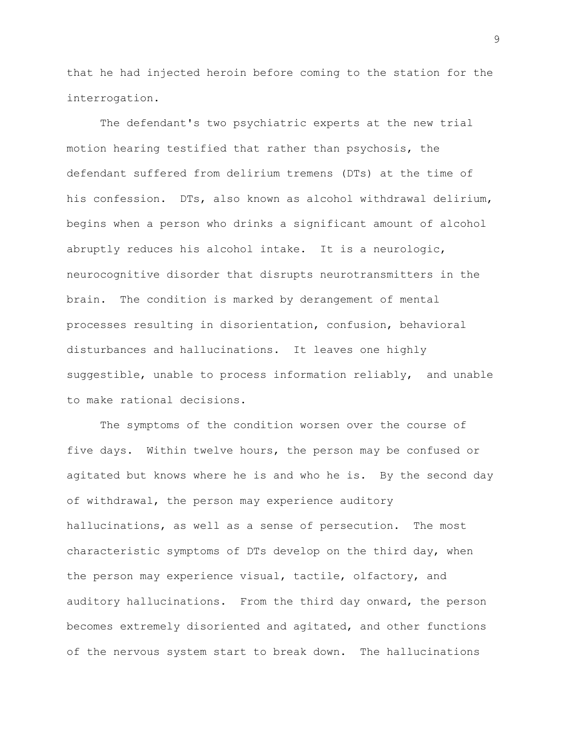that he had injected heroin before coming to the station for the interrogation.

The defendant's two psychiatric experts at the new trial motion hearing testified that rather than psychosis, the defendant suffered from delirium tremens (DTs) at the time of his confession. DTs, also known as alcohol withdrawal delirium, begins when a person who drinks a significant amount of alcohol abruptly reduces his alcohol intake. It is a neurologic, neurocognitive disorder that disrupts neurotransmitters in the brain. The condition is marked by derangement of mental processes resulting in disorientation, confusion, behavioral disturbances and hallucinations. It leaves one highly suggestible, unable to process information reliably, and unable to make rational decisions.

The symptoms of the condition worsen over the course of five days. Within twelve hours, the person may be confused or agitated but knows where he is and who he is. By the second day of withdrawal, the person may experience auditory hallucinations, as well as a sense of persecution. The most characteristic symptoms of DTs develop on the third day, when the person may experience visual, tactile, olfactory, and auditory hallucinations. From the third day onward, the person becomes extremely disoriented and agitated, and other functions of the nervous system start to break down. The hallucinations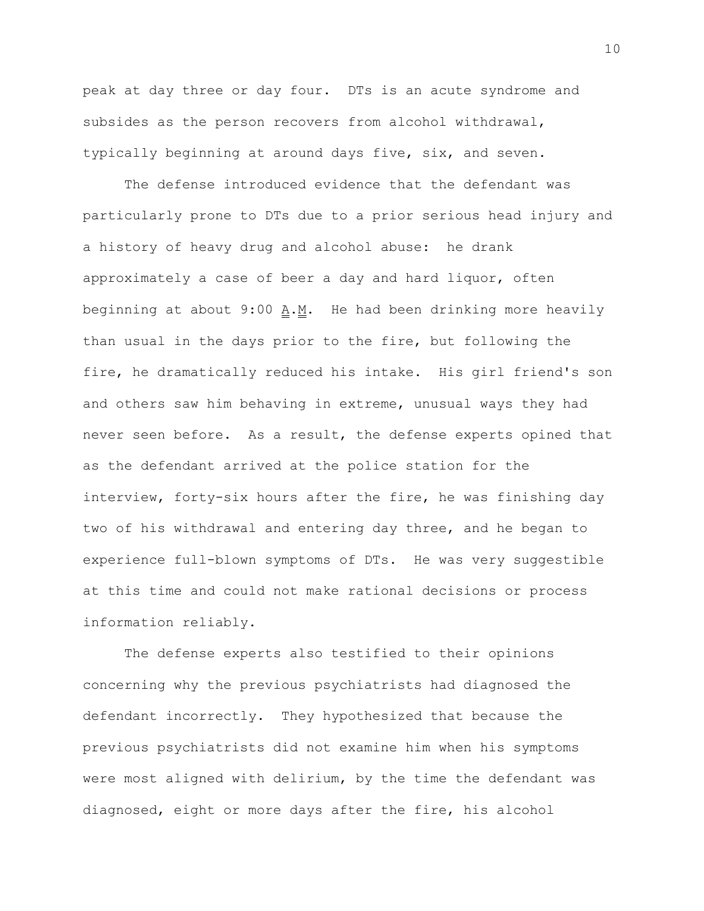peak at day three or day four. DTs is an acute syndrome and subsides as the person recovers from alcohol withdrawal, typically beginning at around days five, six, and seven.

The defense introduced evidence that the defendant was particularly prone to DTs due to a prior serious head injury and a history of heavy drug and alcohol abuse: he drank approximately a case of beer a day and hard liquor, often beginning at about 9:00 A.M. He had been drinking more heavily than usual in the days prior to the fire, but following the fire, he dramatically reduced his intake. His girl friend's son and others saw him behaving in extreme, unusual ways they had never seen before. As a result, the defense experts opined that as the defendant arrived at the police station for the interview, forty-six hours after the fire, he was finishing day two of his withdrawal and entering day three, and he began to experience full-blown symptoms of DTs. He was very suggestible at this time and could not make rational decisions or process information reliably.

The defense experts also testified to their opinions concerning why the previous psychiatrists had diagnosed the defendant incorrectly. They hypothesized that because the previous psychiatrists did not examine him when his symptoms were most aligned with delirium, by the time the defendant was diagnosed, eight or more days after the fire, his alcohol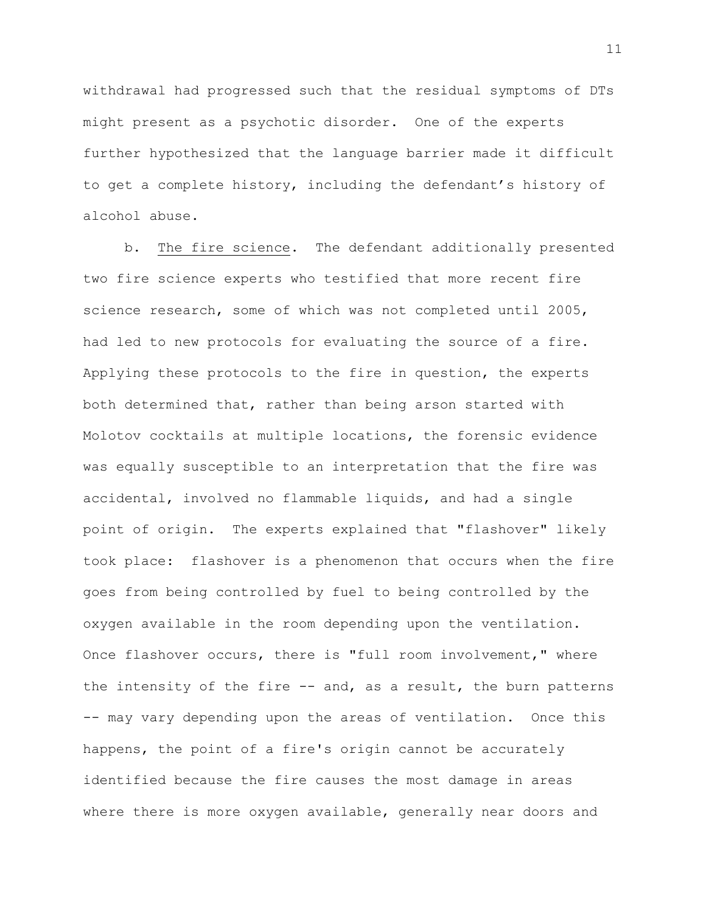withdrawal had progressed such that the residual symptoms of DTs might present as a psychotic disorder. One of the experts further hypothesized that the language barrier made it difficult to get a complete history, including the defendant's history of alcohol abuse.

b. <u>The fire science</u>. The defendant additionally presented two fire science experts who testified that more recent fire science research, some of which was not completed until 2005, had led to new protocols for evaluating the source of a fire. Applying these protocols to the fire in question, the experts both determined that, rather than being arson started with Molotov cocktails at multiple locations, the forensic evidence was equally susceptible to an interpretation that the fire was accidental, involved no flammable liquids, and had a single point of origin. The experts explained that "flashover" likely took place: flashover is a phenomenon that occurs when the fire goes from being controlled by fuel to being controlled by the oxygen available in the room depending upon the ventilation. Once flashover occurs, there is "full room involvement," where the intensity of the fire -- and, as a result, the burn patterns -- may vary depending upon the areas of ventilation. Once this happens, the point of a fire's origin cannot be accurately identified because the fire causes the most damage in areas where there is more oxygen available, generally near doors and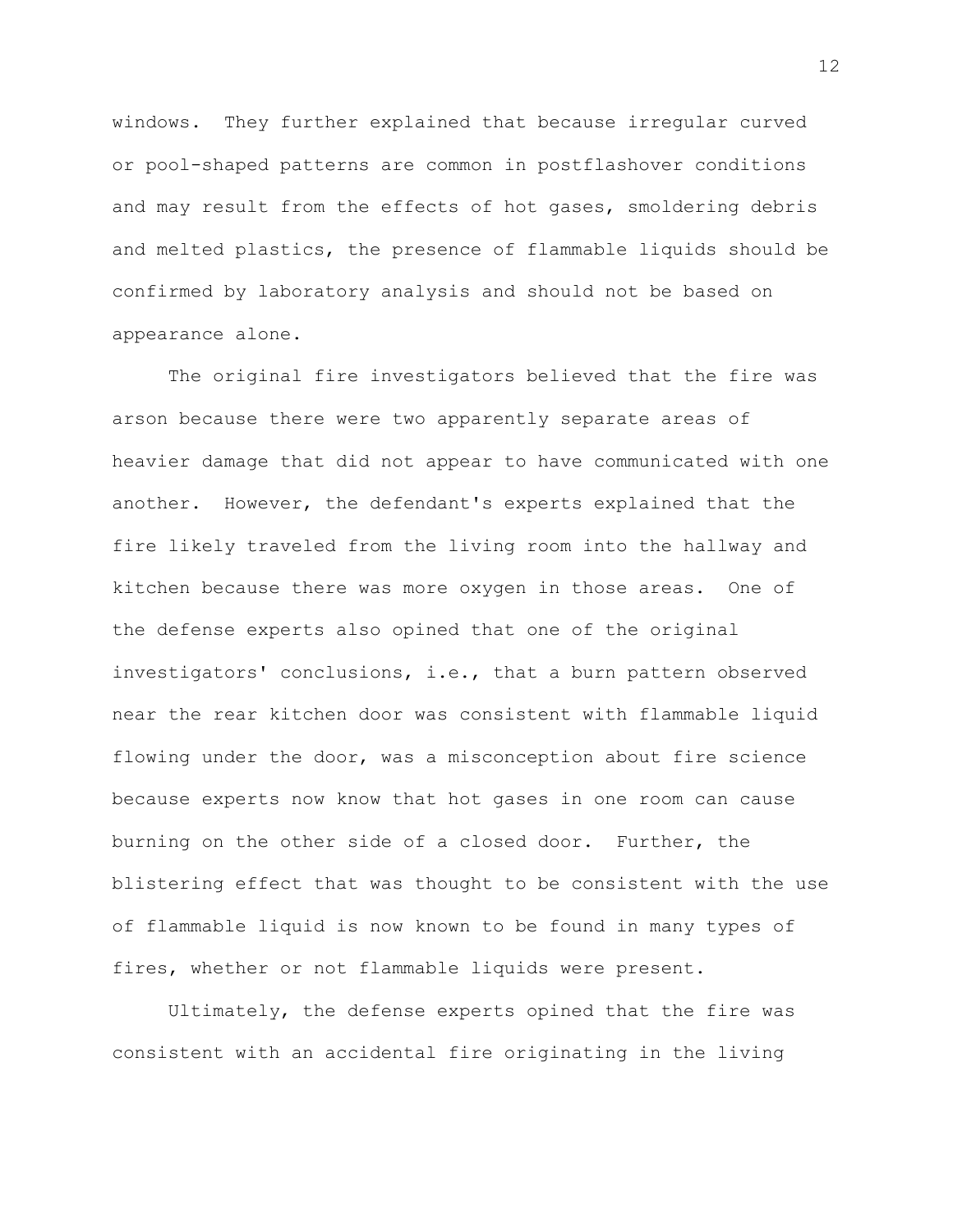windows. They further explained that because irregular curved or pool-shaped patterns are common in postflashover conditions and may result from the effects of hot gases, smoldering debris and melted plastics, the presence of flammable liquids should be confirmed by laboratory analysis and should not be based on appearance alone.

The original fire investigators believed that the fire was arson because there were two apparently separate areas of heavier damage that did not appear to have communicated with one another. However, the defendant's experts explained that the fire likely traveled from the living room into the hallway and kitchen because there was more oxygen in those areas. One of the defense experts also opined that one of the original investigators' conclusions, i.e., that a burn pattern observed near the rear kitchen door was consistent with flammable liquid flowing under the door, was a misconception about fire science because experts now know that hot gases in one room can cause burning on the other side of a closed door. Further, the blistering effect that was thought to be consistent with the use of flammable liquid is now known to be found in many types of fires, whether or not flammable liquids were present.

Ultimately, the defense experts opined that the fire was consistent with an accidental fire originating in the living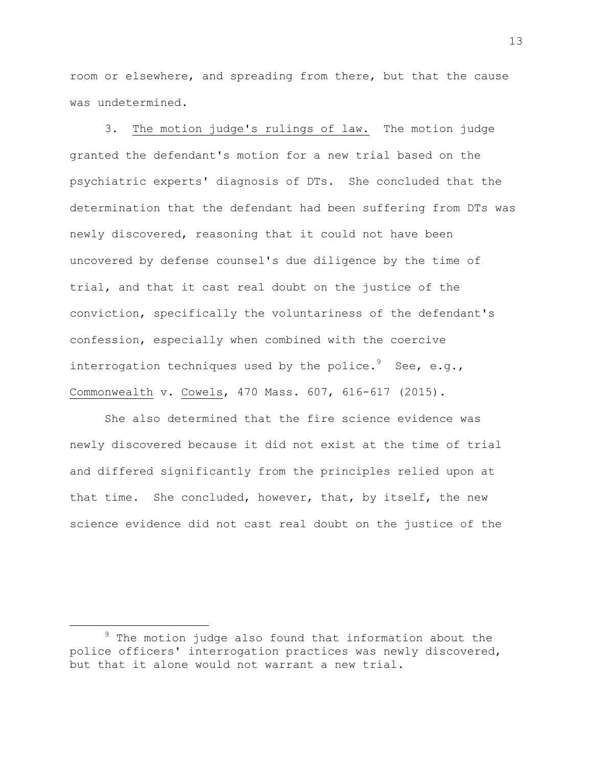room or elsewhere, and spreading from there, but that the cause was undetermined.

3. The motion judge's rulings of law. The motion judge granted the defendant's motion for a new trial based on the psychiatric experts' diagnosis of DTs. She concluded that the determination that the defendant had been suffering from DTs was newly discovered, reasoning that it could not have been uncovered by defense counsel's due diligence by the time of trial, and that it cast real doubt on the justice of the conviction, specifically the voluntariness of the defendant's confession, especially when combined with the coercive interrogation techniques used by the police.[9] See, e.g., Commonwealth v. Cowels, 470 Mass. 607, 616-617 (2015).

She also determined that the fire science evidence was newly discovered because it did not exist at the time of trial and differed significantly from the principles relied upon at that time. She concluded, however, that, by itself, the new science evidence did not cast real doubt on the justice of the

[9] The motion judge also found that information about the police officers' interrogation practices was newly discovered, but that it alone would not warrant a new trial.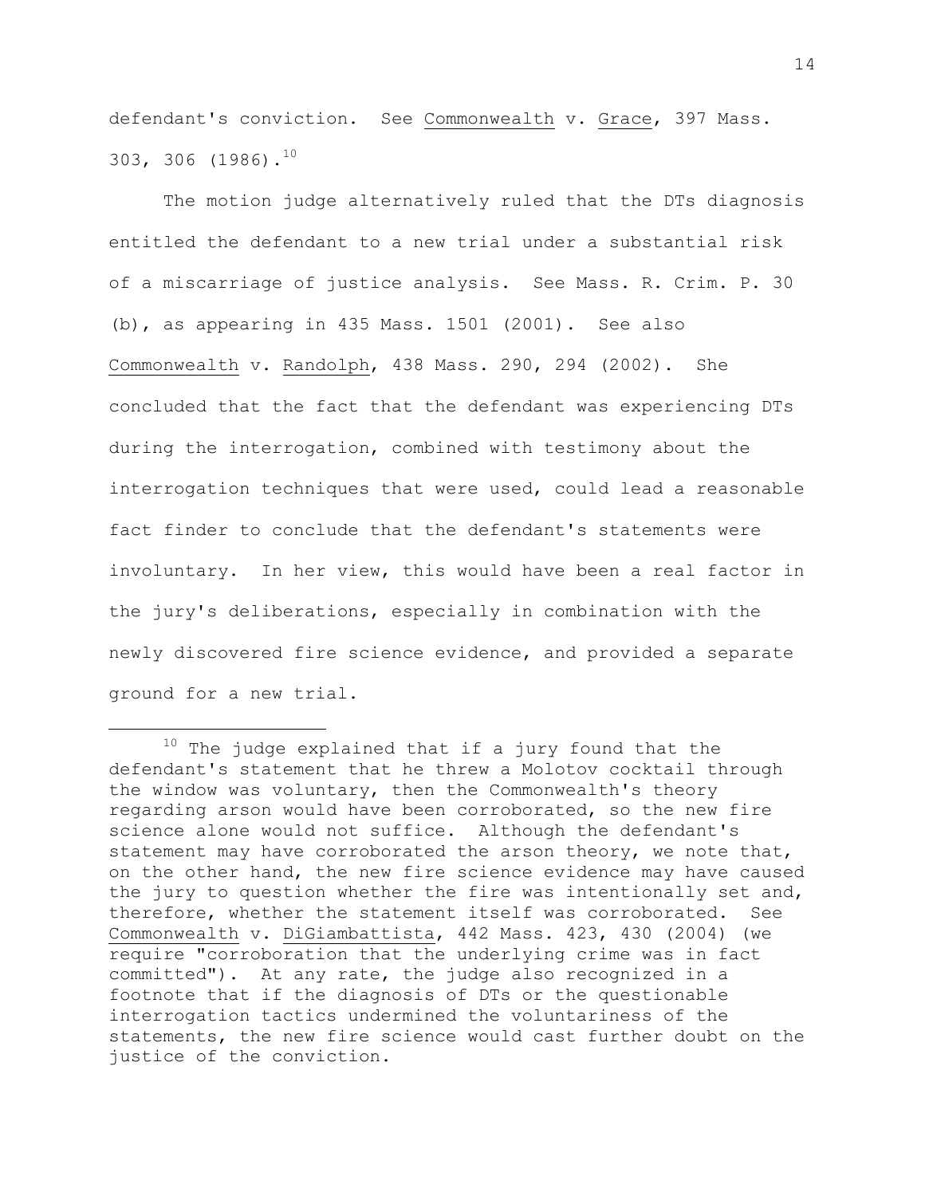defendant's conviction. See Commonwealth v. Grace, 397 Mass. 303, 306 (1986).[10]

The motion judge alternatively ruled that the DTs diagnosis entitled the defendant to a new trial under a substantial risk of a miscarriage of justice analysis. See Mass. R. Crim. P. 30 (b), as appearing in 435 Mass. 1501 (2001). See also Commonwealth v. Randolph, 438 Mass. 290, 294 (2002). She concluded that the fact that the defendant was experiencing DTs during the interrogation, combined with testimony about the interrogation techniques that were used, could lead a reasonable fact finder to conclude that the defendant's statements were involuntary. In her view, this would have been a real factor in the jury's deliberations, especially in combination with the newly discovered fire science evidence, and provided a separate ground for a new trial.

---

[10] The judge explained that if a jury found that the defendant's statement that he threw a Molotov cocktail through the window was voluntary, then the Commonwealth's theory regarding arson would have been corroborated, so the new fire science alone would not suffice. Although the defendant's statement may have corroborated the arson theory, we note that, on the other hand, the new fire science evidence may have caused the jury to question whether the fire was intentionally set and, therefore, whether the statement itself was corroborated. See Commonwealth v. DiGiambattista, 442 Mass. 423, 430 (2004) (we require "corroboration that the underlying crime was in fact committed"). At any rate, the judge also recognized in a footnote that if the diagnosis of DTs or the questionable interrogation tactics undermined the voluntariness of the statements, the new fire science would cast further doubt on the justice of the conviction.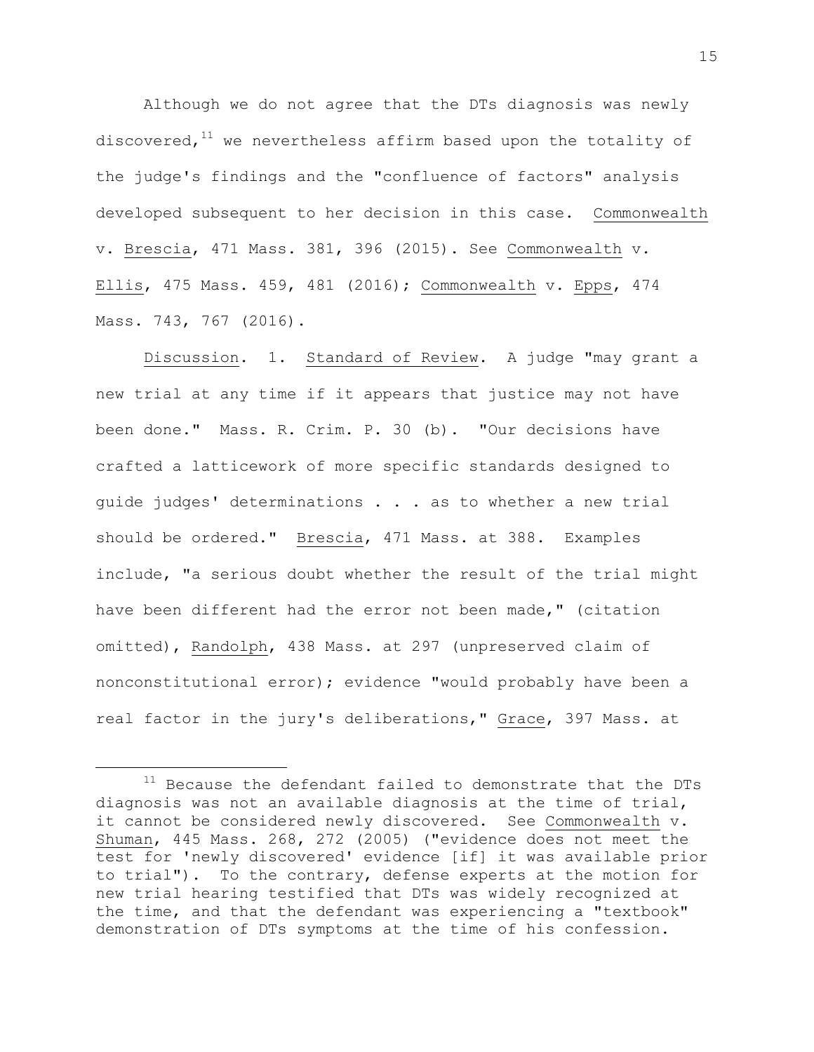Although we do not agree that the DTs diagnosis was newly discovered,[11] we nevertheless affirm based upon the totality of the judge's findings and the "confluence of factors" analysis developed subsequent to her decision in this case. Commonwealth v. Brescia, 471 Mass. 381, 396 (2015). See Commonwealth v. Ellis, 475 Mass. 459, 481 (2016); Commonwealth v. Epps, 474 Mass. 743, 767 (2016).

Discussion. 1. Standard of Review. A judge "may grant a new trial at any time if it appears that justice may not have been done." Mass. R. Crim. P. 30 (b). "Our decisions have crafted a latticework of more specific standards designed to guide judges' determinations . . . as to whether a new trial should be ordered." Brescia, 471 Mass. at 388. Examples include, "a serious doubt whether the result of the trial might have been different had the error not been made," (citation omitted), Randolph, 438 Mass. at 297 (unpreserved claim of nonconstitutional error); evidence "would probably have been a real factor in the jury's deliberations," Grace, 397 Mass. at

[11] Because the defendant failed to demonstrate that the DTs diagnosis was not an available diagnosis at the time of trial, it cannot be considered newly discovered. See Commonwealth v. Shuman, 445 Mass. 268, 272 (2005) ("evidence does not meet the test for 'newly discovered' evidence [if] it was available prior to trial"). To the contrary, defense experts at the motion for new trial hearing testified that DTs was widely recognized at the time, and that the defendant was experiencing a "textbook" demonstration of DTs symptoms at the time of his confession.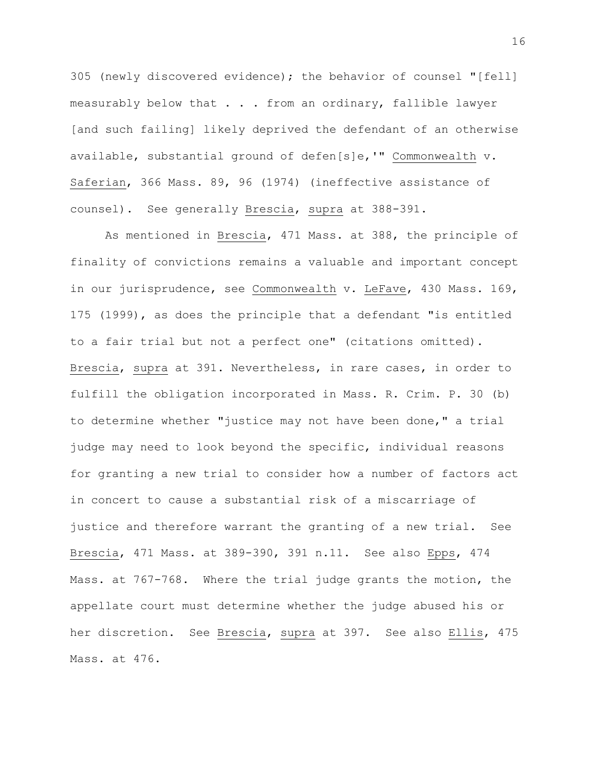305 (newly discovered evidence); the behavior of counsel "[fell] measurably below that . . . from an ordinary, fallible lawyer [and such failing] likely deprived the defendant of an otherwise available, substantial ground of defen[s]e,'" Commonwealth v. Saferian, 366 Mass. 89, 96 (1974) (ineffective assistance of counsel). See generally Brescia, supra at 388-391.

As mentioned in Brescia, 471 Mass. at 388, the principle of finality of convictions remains a valuable and important concept in our jurisprudence, see Commonwealth v. LeFave, 430 Mass. 169, 175 (1999), as does the principle that a defendant "is entitled to a fair trial but not a perfect one" (citations omitted). Brescia, supra at 391. Nevertheless, in rare cases, in order to fulfill the obligation incorporated in Mass. R. Crim. P. 30 (b) to determine whether "justice may not have been done," a trial judge may need to look beyond the specific, individual reasons for granting a new trial to consider how a number of factors act in concert to cause a substantial risk of a miscarriage of justice and therefore warrant the granting of a new trial. See Brescia, 471 Mass. at 389-390, 391 n.11. See also Epps, 474 Mass. at 767-768. Where the trial judge grants the motion, the appellate court must determine whether the judge abused his or her discretion. See Brescia, supra at 397. See also Ellis, 475 Mass. at 476.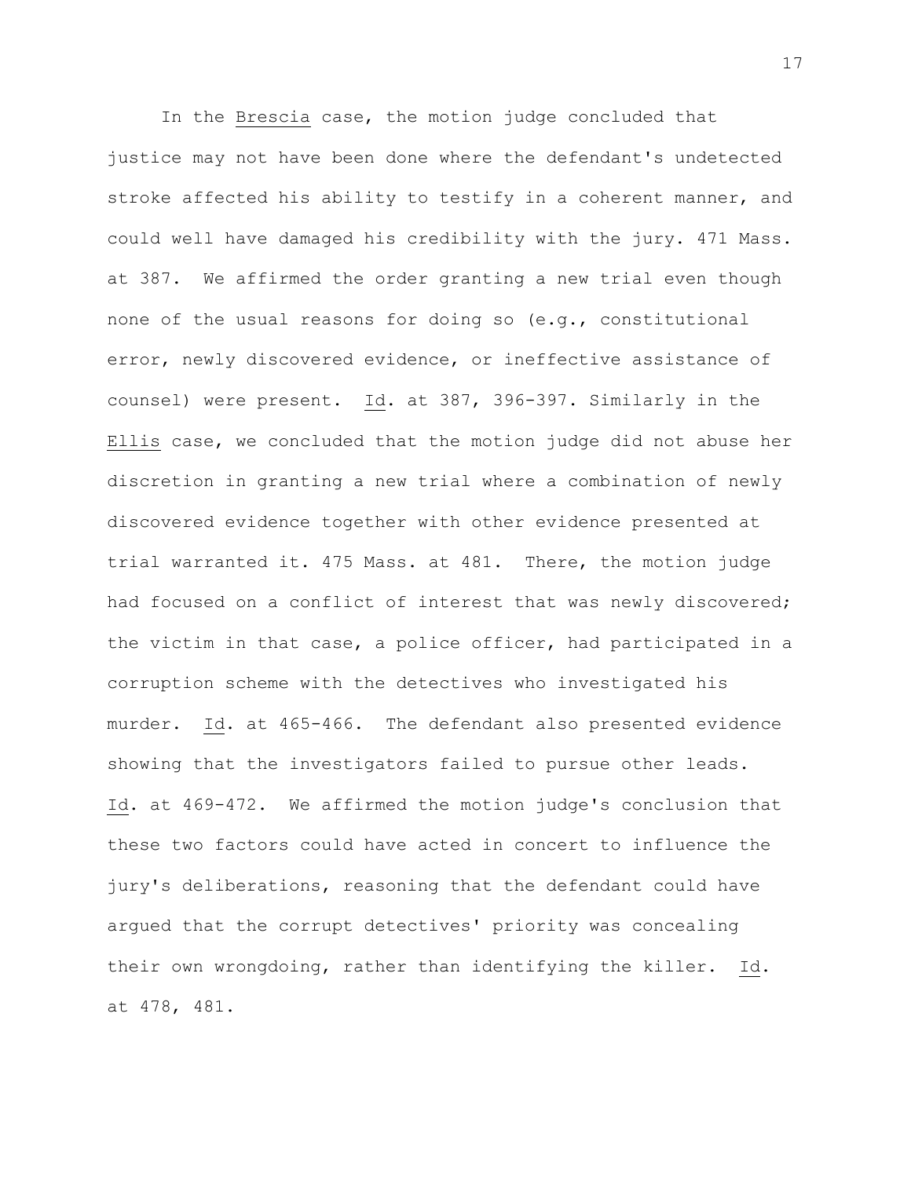In the Brescia case, the motion judge concluded that justice may not have been done where the defendant's undetected stroke affected his ability to testify in a coherent manner, and could well have damaged his credibility with the jury. 471 Mass. at 387. We affirmed the order granting a new trial even though none of the usual reasons for doing so (e.g., constitutional error, newly discovered evidence, or ineffective assistance of counsel) were present. Id. at 387, 396-397. Similarly in the Ellis case, we concluded that the motion judge did not abuse her discretion in granting a new trial where a combination of newly discovered evidence together with other evidence presented at trial warranted it. 475 Mass. at 481. There, the motion judge had focused on a conflict of interest that was newly discovered; the victim in that case, a police officer, had participated in a corruption scheme with the detectives who investigated his murder. Id. at 465-466. The defendant also presented evidence showing that the investigators failed to pursue other leads. Id. at 469-472. We affirmed the motion judge's conclusion that these two factors could have acted in concert to influence the jury's deliberations, reasoning that the defendant could have argued that the corrupt detectives' priority was concealing their own wrongdoing, rather than identifying the killer. Id. at 478, 481.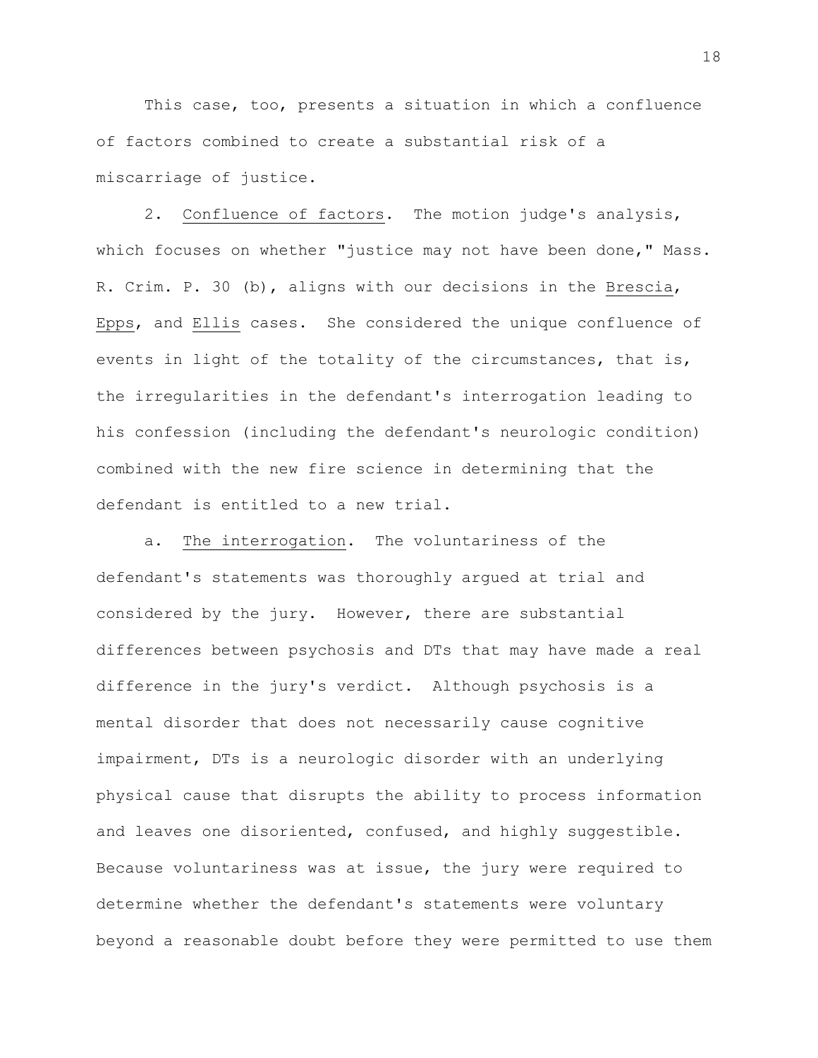This case, too, presents a situation in which a confluence of factors combined to create a substantial risk of a miscarriage of justice.

2. Confluence of factors. The motion judge's analysis, which focuses on whether "justice may not have been done," Mass. R. Crim. P. 30 (b), aligns with our decisions in the Brescia, Epps, and Ellis cases. She considered the unique confluence of events in light of the totality of the circumstances, that is, the irregularities in the defendant's interrogation leading to his confession (including the defendant's neurologic condition) combined with the new fire science in determining that the defendant is entitled to a new trial.

a. The interrogation. The voluntariness of the defendant's statements was thoroughly argued at trial and considered by the jury. However, there are substantial differences between psychosis and DTs that may have made a real difference in the jury's verdict. Although psychosis is a mental disorder that does not necessarily cause cognitive impairment, DTs is a neurologic disorder with an underlying physical cause that disrupts the ability to process information and leaves one disoriented, confused, and highly suggestible. Because voluntariness was at issue, the jury were required to determine whether the defendant's statements were voluntary beyond a reasonable doubt before they were permitted to use them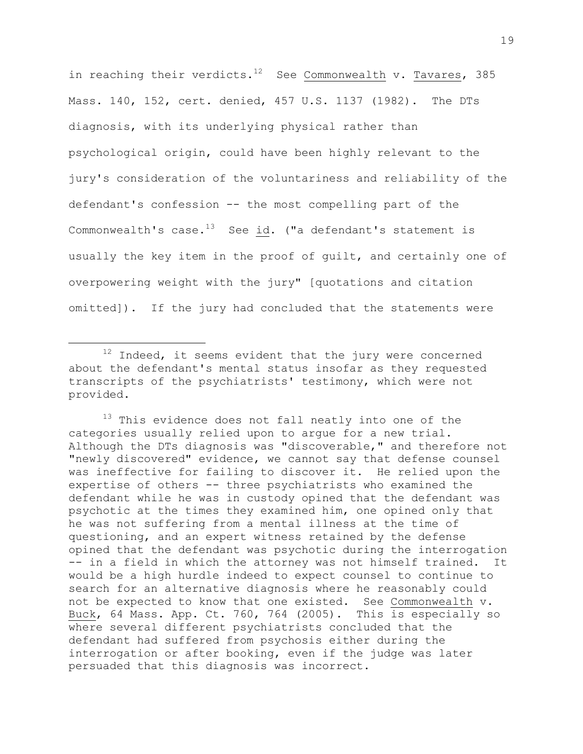in reaching their verdicts.[12] See Commonwealth v. Tavares, 385 Mass. 140, 152, cert. denied, 457 U.S. 1137 (1982). The DTs diagnosis, with its underlying physical rather than psychological origin, could have been highly relevant to the jury's consideration of the voluntariness and reliability of the defendant's confession -- the most compelling part of the Commonwealth's case.[13] See id. ("a defendant's statement is usually the key item in the proof of guilt, and certainly one of overpowering weight with the jury" [quotations and citation omitted]). If the jury had concluded that the statements were

---

[12] Indeed, it seems evident that the jury were concerned about the defendant's mental status insofar as they requested transcripts of the psychiatrists' testimony, which were not provided.

[13] This evidence does not fall neatly into one of the categories usually relied upon to argue for a new trial. Although the DTs diagnosis was "discoverable," and therefore not "newly discovered" evidence, we cannot say that defense counsel was ineffective for failing to discover it. He relied upon the expertise of others -- three psychiatrists who examined the defendant while he was in custody opined that the defendant was psychotic at the times they examined him, one opined only that he was not suffering from a mental illness at the time of questioning, and an expert witness retained by the defense opined that the defendant was psychotic during the interrogation -- in a field in which the attorney was not himself trained. It would be a high hurdle indeed to expect counsel to continue to search for an alternative diagnosis where he reasonably could not be expected to know that one existed. See Commonwealth v. Buck, 64 Mass. App. Ct. 760, 764 (2005). This is especially so where several different psychiatrists concluded that the defendant had suffered from psychosis either during the interrogation or after booking, even if the judge was later persuaded that this diagnosis was incorrect.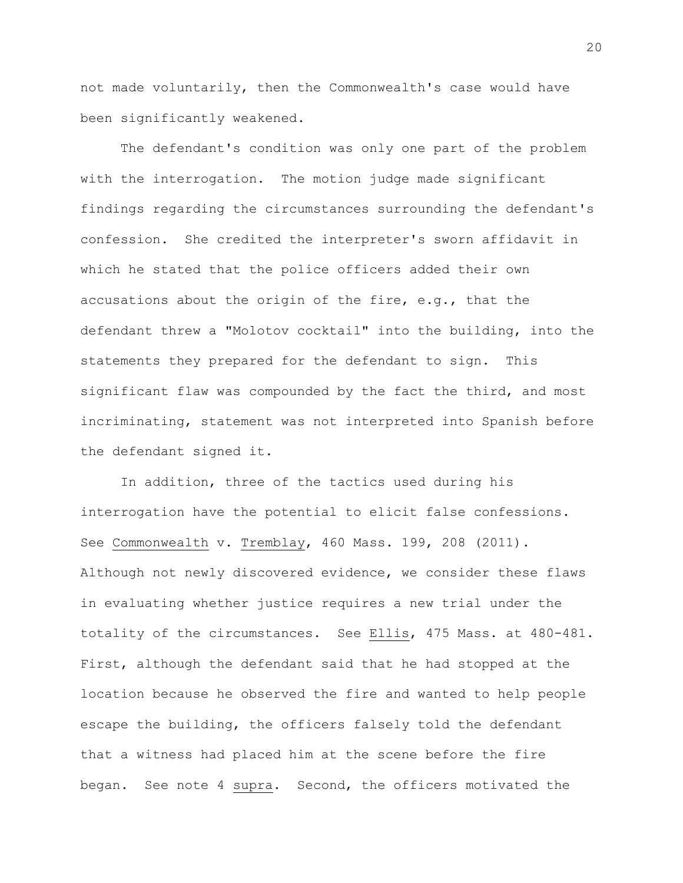not made voluntarily, then the Commonwealth's case would have been significantly weakened.

The defendant's condition was only one part of the problem with the interrogation. The motion judge made significant findings regarding the circumstances surrounding the defendant's confession. She credited the interpreter's sworn affidavit in which he stated that the police officers added their own accusations about the origin of the fire, e.g., that the defendant threw a "Molotov cocktail" into the building, into the statements they prepared for the defendant to sign. This significant flaw was compounded by the fact the third, and most incriminating, statement was not interpreted into Spanish before the defendant signed it.

In addition, three of the tactics used during his interrogation have the potential to elicit false confessions. See Commonwealth v. Tremblay, 460 Mass. 199, 208 (2011). Although not newly discovered evidence, we consider these flaws in evaluating whether justice requires a new trial under the totality of the circumstances. See Ellis, 475 Mass. at 480-481. First, although the defendant said that he had stopped at the location because he observed the fire and wanted to help people escape the building, the officers falsely told the defendant that a witness had placed him at the scene before the fire began. See note 4 supra. Second, the officers motivated the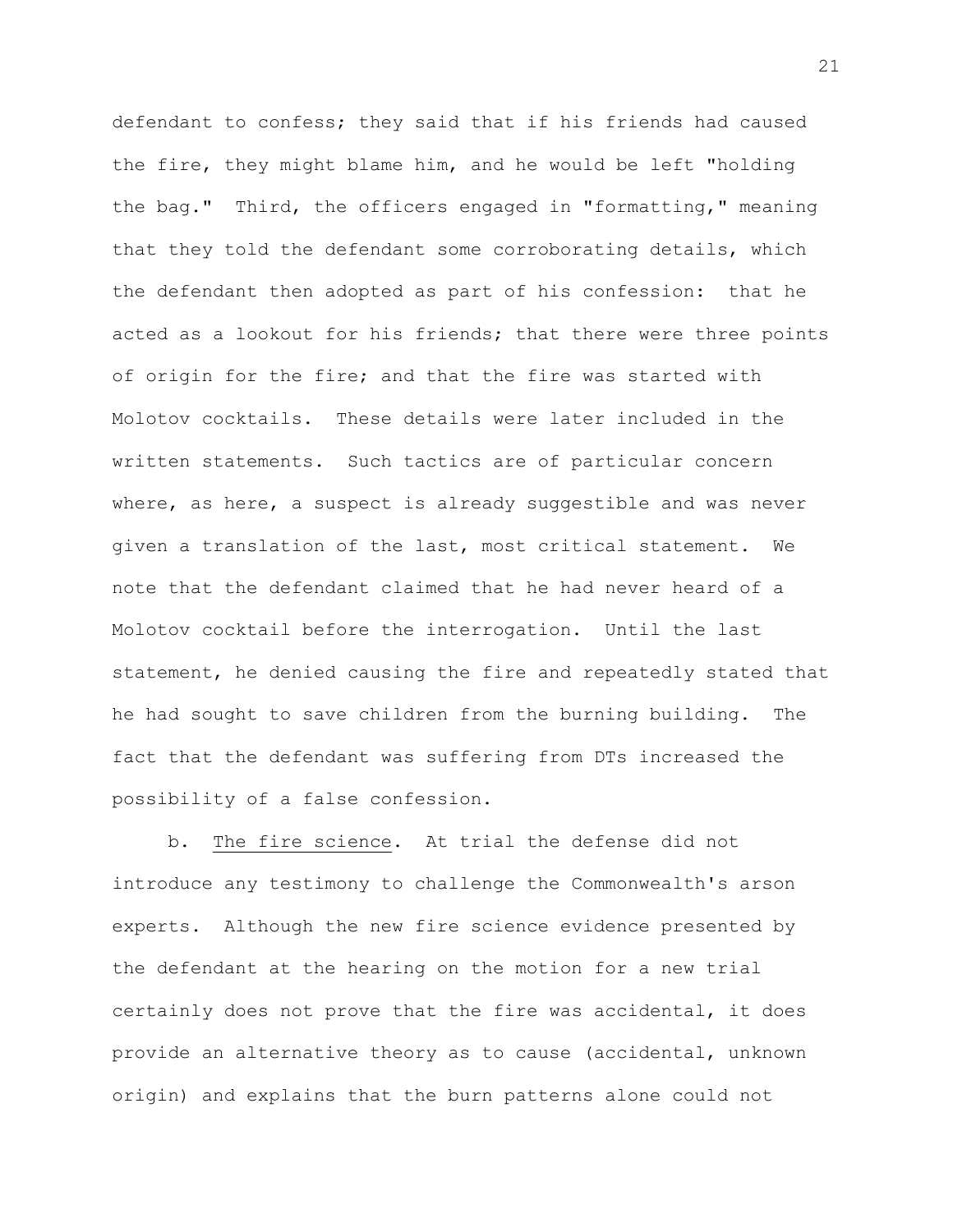defendant to confess; they said that if his friends had caused the fire, they might blame him, and he would be left "holding the bag." Third, the officers engaged in "formatting," meaning that they told the defendant some corroborating details, which the defendant then adopted as part of his confession: that he acted as a lookout for his friends; that there were three points of origin for the fire; and that the fire was started with Molotov cocktails. These details were later included in the written statements. Such tactics are of particular concern where, as here, a suspect is already suggestible and was never given a translation of the last, most critical statement. We note that the defendant claimed that he had never heard of a Molotov cocktail before the interrogation. Until the last statement, he denied causing the fire and repeatedly stated that he had sought to save children from the burning building. The fact that the defendant was suffering from DTs increased the possibility of a false confession.

b. The fire science. At trial the defense did not introduce any testimony to challenge the Commonwealth's arson experts. Although the new fire science evidence presented by the defendant at the hearing on the motion for a new trial certainly does not prove that the fire was accidental, it does provide an alternative theory as to cause (accidental, unknown origin) and explains that the burn patterns alone could not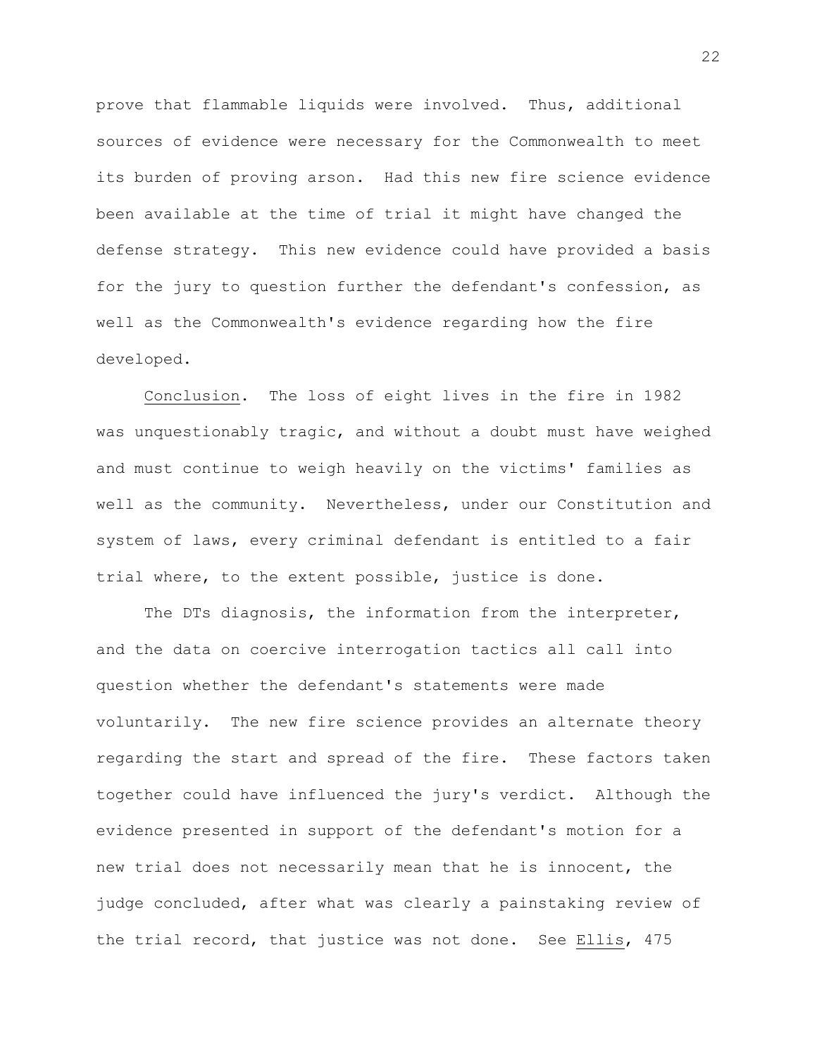prove that flammable liquids were involved. Thus, additional sources of evidence were necessary for the Commonwealth to meet its burden of proving arson. Had this new fire science evidence been available at the time of trial it might have changed the defense strategy. This new evidence could have provided a basis for the jury to question further the defendant's confession, as well as the Commonwealth's evidence regarding how the fire developed.

Conclusion. The loss of eight lives in the fire in 1982 was unquestionably tragic, and without a doubt must have weighed and must continue to weigh heavily on the victims' families as well as the community. Nevertheless, under our Constitution and system of laws, every criminal defendant is entitled to a fair trial where, to the extent possible, justice is done.

The DTs diagnosis, the information from the interpreter, and the data on coercive interrogation tactics all call into question whether the defendant's statements were made voluntarily. The new fire science provides an alternate theory regarding the start and spread of the fire. These factors taken together could have influenced the jury's verdict. Although the evidence presented in support of the defendant's motion for a new trial does not necessarily mean that he is innocent, the judge concluded, after what was clearly a painstaking review of the trial record, that justice was not done. See Ellis, 475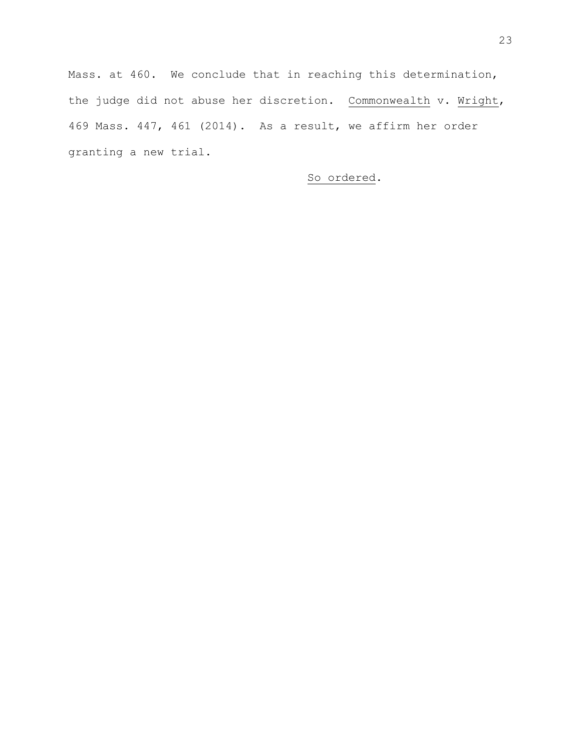Mass. at 460. We conclude that in reaching this determination, the judge did not abuse her discretion. *Commonwealth* v. *Wright*, 469 Mass. 447, 461 (2014). As a result, we affirm her order granting a new trial.

*So ordered*.